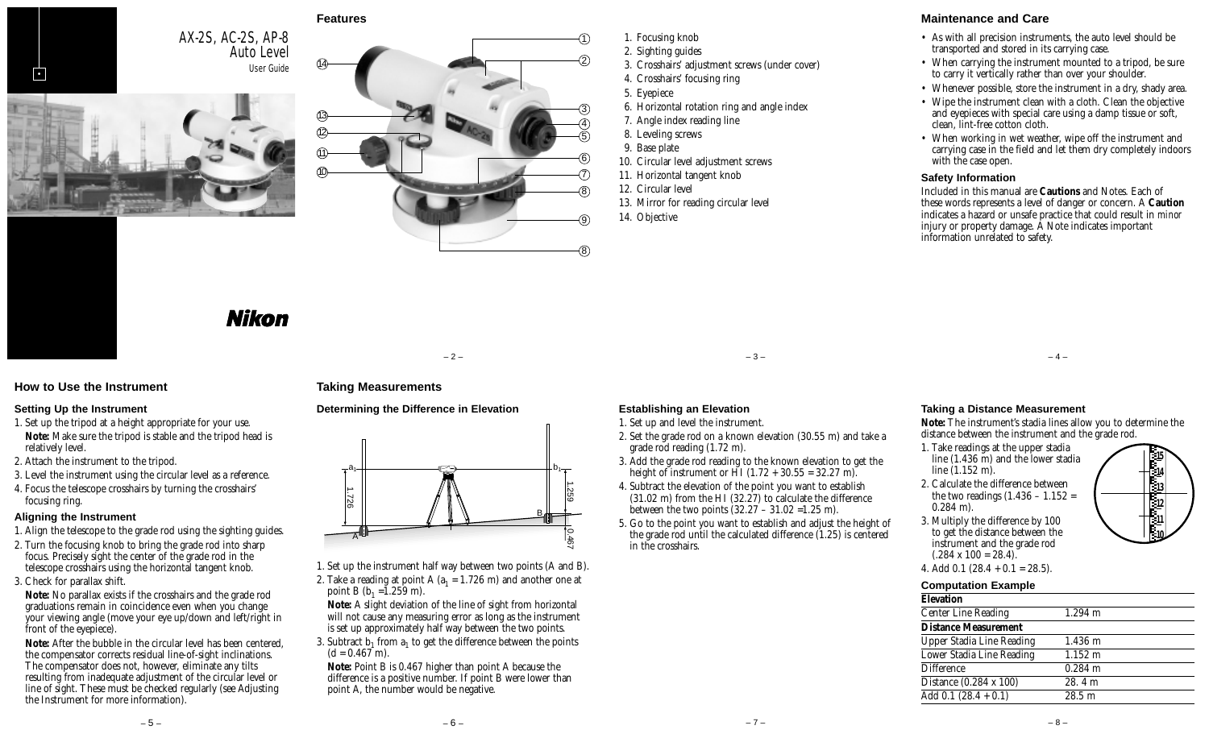# AX-2S, AC-2S, AP-8 Auto Level

User Guide

Nikon

## Features

1. Focusing knob
2. Sighting guides
3. Crosshairs' adjustment screws (under cover)
4. Crosshairs' focusing ring
5. Eyepiece
6. Horizontal rotation ring and angle index
7. Angle index reading line
8. Leveling screws
9. Base plate
10. Circular level adjustment screws
11. Horizontal tangent knob
12. Circular level
13. Mirror for reading circular level
14. Objective

## Maintenance and Care

- As with all precision instruments, the auto level should be transported and stored in its carrying case.
- When carrying the instrument mounted to a tripod, be sure to carry it vertically rather than over your shoulder.
- Whenever possible, store the instrument in a dry, shady area.
- Wipe the instrument clean with a cloth. Clean the objective and eyepieces with special care using a damp tissue or soft, clean, lint-free cotton cloth.
- When working in wet weather, wipe off the instrument and carrying case in the field and let them dry completely indoors with the case open.

### Safety Information

Included in this manual are **Cautions** and Notes. Each of these words represents a level of danger or concern. A **Caution** indicates a hazard or unsafe practice that could result in minor injury or property damage. A Note indicates important information unrelated to safety.

## How to Use the Instrument

### Setting Up the Instrument

1. Set up the tripod at a height appropriate for your use.

   **Note:** Make sure the tripod is stable and the tripod head is relatively level.
2. Attach the instrument to the tripod.
3. Level the instrument using the circular level as a reference.
4. Focus the telescope crosshairs by turning the crosshairs' focusing ring.

### Aligning the Instrument

1. Align the telescope to the grade rod using the sighting guides.
2. Turn the focusing knob to bring the grade rod into sharp focus. Precisely sight the center of the grade rod in the telescope crosshairs using the horizontal tangent knob.
3. Check for parallax shift.

   **Note:** No parallax exists if the crosshairs and the grade rod graduations remain in coincidence even when you change your viewing angle (move your eye up/down and left/right in front of the eyepiece).

   **Note:** After the bubble in the circular level has been centered, the compensator corrects residual line-of-sight inclinations. The compensator does not, however, eliminate any tilts resulting from inadequate adjustment of the circular level or line of sight. These must be checked regularly (see Adjusting the Instrument for more information).

## Taking Measurements

### Determining the Difference in Elevation

$a_1$ 1.726 — $b_1$ 1.259 — A — B — 0.467

1. Set up the instrument half way between two points (A and B).
2. Take a reading at point A ($a_1 = 1.726$ m) and another one at point B ($b_1 = 1.259$ m).

   **Note:** A slight deviation of the line of sight from horizontal will not cause any measuring error as long as the instrument is set up approximately half way between the two points.
3. Subtract $b_1$ from $a_1$ to get the difference between the points ($d = 0.467$ m).

   **Note:** Point B is 0.467 higher than point A because the difference is a positive number. If point B were lower than point A, the number would be negative.

### Establishing an Elevation

1. Set up and level the instrument.
2. Set the grade rod on a known elevation (30.55 m) and take a grade rod reading (1.72 m).
3. Add the grade rod reading to the known elevation to get the height of instrument or HI (1.72 + 30.55 = 32.27 m).
4. Subtract the elevation of the point you want to establish (31.02 m) from the HI (32.27) to calculate the difference between the two points (32.27 – 31.02 =1.25 m).
5. Go to the point you want to establish and adjust the height of the grade rod until the calculated difference (1.25) is centered in the crosshairs.

### Taking a Distance Measurement

**Note:** The instrument's stadia lines allow you to determine the distance between the instrument and the grade rod.

1. Take readings at the upper stadia line (1.436 m) and the lower stadia line (1.152 m).
2. Calculate the difference between the two readings (1.436 – 1.152 = 0.284 m).
3. Multiply the difference by 100 to get the distance between the instrument and the grade rod (.284 x 100 = 28.4).
4. Add 0.1 (28.4 + 0.1 = 28.5).

### Computation Example

| **Elevation** | |
|---|---|
| Center Line Reading | 1.294 m |
| **Distance Measurement** | |
| Upper Stadia Line Reading | 1.436 m |
| Lower Stadia Line Reading | 1.152 m |
| Difference | 0.284 m |
| Distance (0.284 x 100) | 28. 4 m |
| Add 0.1 (28.4 + 0.1) | 28.5 m |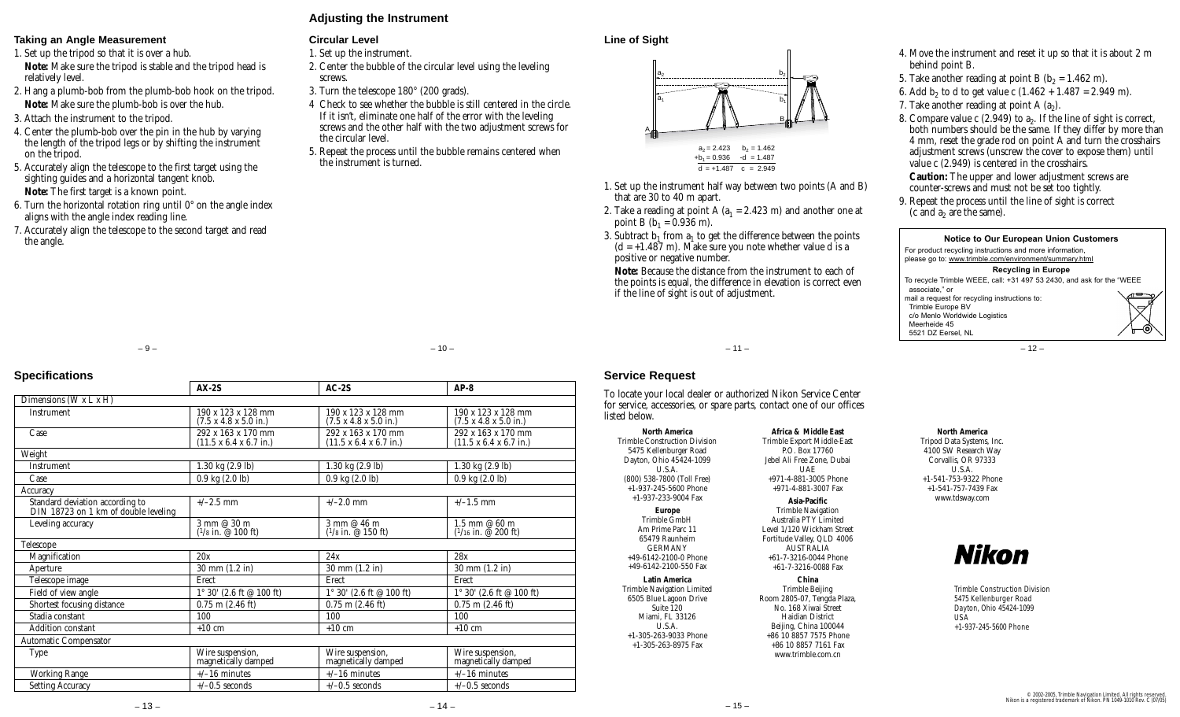# Adjusting the Instrument

## Taking an Angle Measurement

1. Set up the tripod so that it is over a hub.

   **Note:** Make sure the tripod is stable and the tripod head is relatively level.
2. Hang a plumb-bob from the plumb-bob hook on the tripod.

   **Note:** Make sure the plumb-bob is over the hub.
3. Attach the instrument to the tripod.
4. Center the plumb-bob over the pin in the hub by varying the length of the tripod legs or by shifting the instrument on the tripod.
5. Accurately align the telescope to the first target using the sighting guides and a horizontal tangent knob.

   **Note:** The first target is a known point.
6. Turn the horizontal rotation ring until 0° on the angle index aligns with the angle index reading line.
7. Accurately align the telescope to the second target and read the angle.

## Circular Level

1. Set up the instrument.
2. Center the bubble of the circular level using the leveling screws.
3. Turn the telescope 180° (200 grads).
4. Check to see whether the bubble is still centered in the circle. If it isn't, eliminate one half of the error with the leveling screws and the other half with the two adjustment screws for the circular level.
5. Repeat the process until the bubble remains centered when the instrument is turned.

## Line of Sight

$a_2$ $b_2$ $a_1$ $b_1$ A B

$a_2 = 2.423$ $b_2 = 1.462$
$+b_1 = 0.936$ $-d = 1.487$
$d = +1.487$ $c = 2.949$

1. Set up the instrument half way between two points (A and B) that are 30 to 40 m apart.
2. Take a reading at point A ($a_1$ = 2.423 m) and another one at point B ($b_1$ = 0.936 m).
3. Subtract $b_1$ from $a_1$ to get the difference between the points (d = +1.487 m). Make sure you note whether value d is a positive or negative number.

   **Note:** Because the distance from the instrument to each of the points is equal, the difference in elevation is correct even if the line of sight is out of adjustment.
4. Move the instrument and reset it up so that it is about 2 m behind point B.
5. Take another reading at point B ($b_2$ = 1.462 m).
6. Add $b_2$ to d to get value c (1.462 + 1.487 = 2.949 m).
7. Take another reading at point A ($a_2$).
8. Compare value c (2.949) to $a_2$. If the line of sight is correct, both numbers should be the same. If they differ by more than 4 mm, reset the grade rod on point A and turn the crosshairs adjustment screws (unscrew the cover to expose them) until value c (2.949) is centered in the crosshairs.

   **Caution:** The upper and lower adjustment screws are counter-screws and must not be set too tightly.
9. Repeat the process until the line of sight is correct (c and $a_2$ are the same).

**Notice to Our European Union Customers**

For product recycling instructions and more information, please go to: www.trimble.com/environment/summary.html

**Recycling in Europe**

To recycle Trimble WEEE, call: +31 497 53 2430, and ask for the "WEEE associate," or
mail a request for recycling instructions to:
Trimble Europe BV
c/o Menlo Worldwide Logistics
Meerheide 45
5521 DZ Eersel, NL

## Specifications

| | AX-2S | AC-2S | AP-8 |
|---|---|---|---|
| Dimensions (W x L x H) | | | |
| Instrument | 190 x 123 x 128 mm (7.5 x 4.8 x 5.0 in.) | 190 x 123 x 128 mm (7.5 x 4.8 x 5.0 in.) | 190 x 123 x 128 mm (7.5 x 4.8 x 5.0 in.) |
| Case | 292 x 163 x 170 mm (11.5 x 6.4 x 6.7 in.) | 292 x 163 x 170 mm (11.5 x 6.4 x 6.7 in.) | 292 x 163 x 170 mm (11.5 x 6.4 x 6.7 in.) |
| Weight | | | |
| Instrument | 1.30 kg (2.9 lb) | 1.30 kg (2.9 lb) | 1.30 kg (2.9 lb) |
| Case | 0.9 kg (2.0 lb) | 0.9 kg (2.0 lb) | 0.9 kg (2.0 lb) |
| Accuracy | | | |
| Standard deviation according to DIN 18723 on 1 km of double leveling | +/–2.5 mm | +/–2.0 mm | +/–1.5 mm |
| Leveling accuracy | 3 mm @ 30 m (1/8 in. @ 100 ft) | 3 mm @ 46 m (1/8 in. @ 150 ft) | 1.5 mm @ 60 m (1/16 in. @ 200 ft) |
| Telescope | | | |
| Magnification | 20x | 24x | 28x |
| Aperture | 30 mm (1.2 in) | 30 mm (1.2 in) | 30 mm (1.2 in) |
| Telescope image | Erect | Erect | Erect |
| Field of view angle | 1° 30' (2.6 ft @ 100 ft) | 1° 30' (2.6 ft @ 100 ft) | 1° 30' (2.6 ft @ 100 ft) |
| Shortest focusing distance | 0.75 m (2.46 ft) | 0.75 m (2.46 ft) | 0.75 m (2.46 ft) |
| Stadia constant | 100 | 100 | 100 |
| Addition constant | +10 cm | +10 cm | +10 cm |
| Automatic Compensator | | | |
| Type | Wire suspension, magnetically damped | Wire suspension, magnetically damped | Wire suspension, magnetically damped |
| Working Range | +/–16 minutes | +/–16 minutes | +/–16 minutes |
| Setting Accuracy | +/–0.5 seconds | +/–0.5 seconds | +/–0.5 seconds |

## Service Request

To locate your local dealer or authorized Nikon Service Center for service, accessories, or spare parts, contact one of our offices listed below.

**North America**
Trimble Construction Division
5475 Kellenburger Road
Dayton, Ohio 45424-1099
U.S.A.
(800) 538-7800 (Toll Free)
+1-937-245-5600 Phone
+1-937-233-9004 Fax

**Europe**
Trimble GmbH
Am Prime Parc 11
65479 Raunheim
GERMANY
+49-6142-2100-0 Phone
+49-6142-2100-550 Fax

**Latin America**
Trimble Navigation Limited
6505 Blue Lagoon Drive
Suite 120
Miami, FL 33126
U.S.A.
+1-305-263-9033 Phone
+1-305-263-8975 Fax

**Africa & Middle East**
Trimble Export Middle-East
P.O. Box 17760
Jebel Ali Free Zone, Dubai
UAE
+971-4-881-3005 Phone
+971-4-881-3007 Fax

**Asia-Pacific**
Trimble Navigation
Australia PTY Limited
Level 1/120 Wickham Street
Fortitude Valley, QLD 4006
AUSTRALIA
+61-7-3216-0044 Phone
+61-7-3216-0088 Fax

**China**
Trimble Beijing
Room 2805-07, Tengda Plaza,
No. 168 Xiwai Street
Haidian District
Beijing, China 100044
+86 10 8857 7575 Phone
+86 10 8857 7161 Fax
www.trimble.com.cn

**North America**
Tripod Data Systems, Inc.
4100 SW Research Way
Corvallis, OR 97333
U.S.A.
+1-541-753-9322 Phone
+1-541-757-7439 Fax
www.tdsway.com

**Nikon**

Trimble Construction Division
5475 Kellenburger Road
Dayton, Ohio 45424-1099
USA
+1-937-245-5600 Phone

© 2002-2005, Trimble Navigation Limited. All rights reserved.
Nikon is a registered trademark of Nikon. PN 1049-1010 Rev. C (07/05)